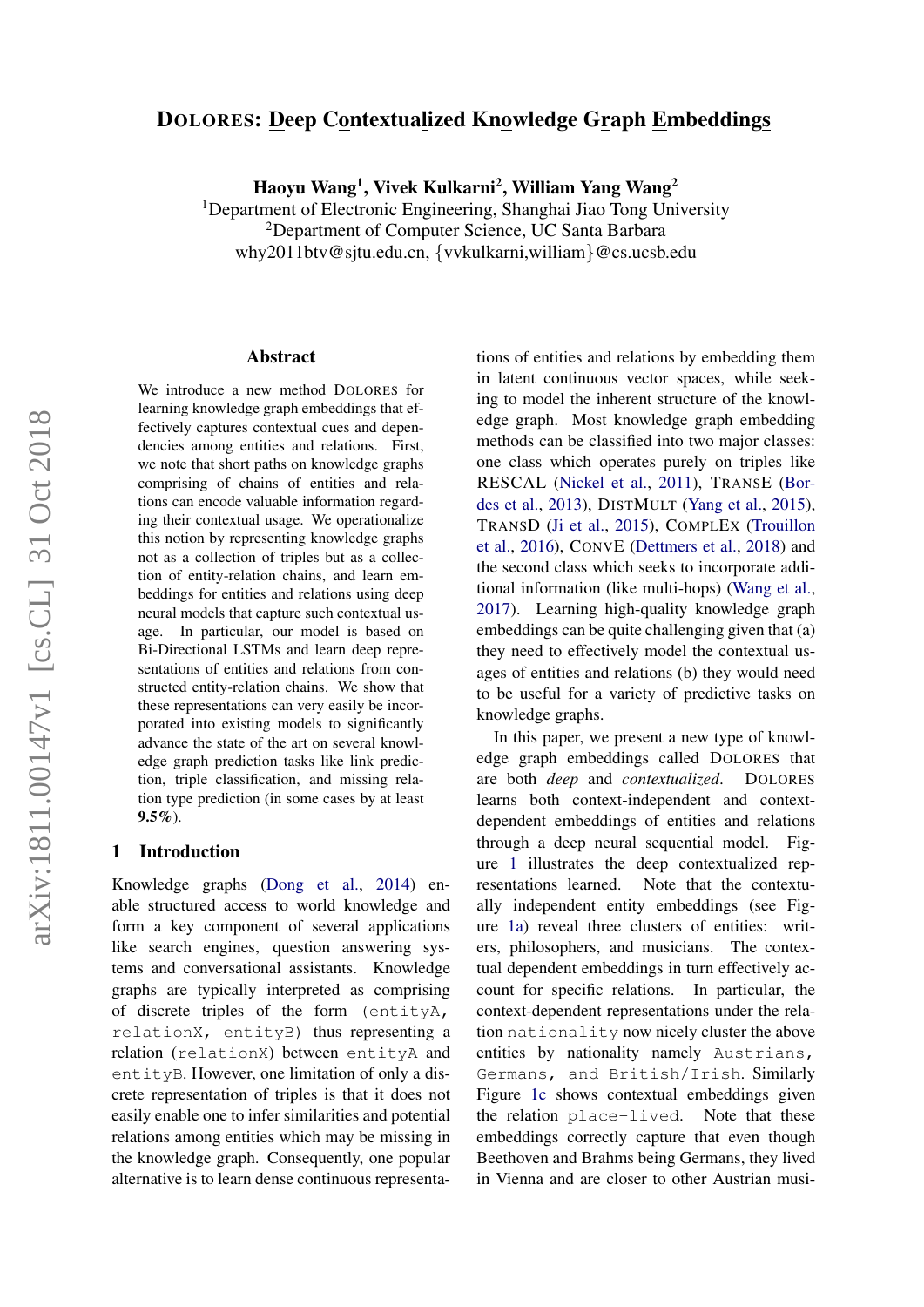# DOLORES: Deep Contextualized Knowledge Graph Embeddings

**Haoyu Wang[1], Vivek Kulkarni[2], William Yang Wang[2]**

[1]Department of Electronic Engineering, Shanghai Jiao Tong University
[2]Department of Computer Science, UC Santa Barbara
why2011btv@sjtu.edu.cn, {vvkulkarni,william}@cs.ucsb.edu

## Abstract

We introduce a new method DOLORES for learning knowledge graph embeddings that effectively captures contextual cues and dependencies among entities and relations. First, we note that short paths on knowledge graphs comprising of chains of entities and relations can encode valuable information regarding their contextual usage. We operationalize this notion by representing knowledge graphs not as a collection of triples but as a collection of entity-relation chains, and learn embeddings for entities and relations using deep neural models that capture such contextual usage. In particular, our model is based on Bi-Directional LSTMs and learn deep representations of entities and relations from constructed entity-relation chains. We show that these representations can very easily be incorporated into existing models to significantly advance the state of the art on several knowledge graph prediction tasks like link prediction, triple classification, and missing relation type prediction (in some cases by at least **9.5%**).

## 1 Introduction

Knowledge graphs (Dong et al., 2014) enable structured access to world knowledge and form a key component of several applications like search engines, question answering systems and conversational assistants. Knowledge graphs are typically interpreted as comprising of discrete triples of the form (`entityA, relationX, entityB`) thus representing a relation (`relationX`) between `entityA` and `entityB`. However, one limitation of only a discrete representation of triples is that it does not easily enable one to infer similarities and potential relations among entities which may be missing in the knowledge graph. Consequently, one popular alternative is to learn dense continuous representations of entities and relations by embedding them in latent continuous vector spaces, while seeking to model the inherent structure of the knowledge graph. Most knowledge graph embedding methods can be classified into two major classes: one class which operates purely on triples like RESCAL (Nickel et al., 2011), TRANSE (Bordes et al., 2013), DISTMULT (Yang et al., 2015), TRANSD (Ji et al., 2015), COMPLEX (Trouillon et al., 2016), CONVE (Dettmers et al., 2018) and the second class which seeks to incorporate additional information (like multi-hops) (Wang et al., 2017). Learning high-quality knowledge graph embeddings can be quite challenging given that (a) they need to effectively model the contextual usages of entities and relations (b) they would need to be useful for a variety of predictive tasks on knowledge graphs.

In this paper, we present a new type of knowledge graph embeddings called DOLORES that are both *deep* and *contextualized*. DOLORES learns both context-independent and context-dependent embeddings of entities and relations through a deep neural sequential model. Figure 1 illustrates the deep contextualized representations learned. Note that the contextually independent entity embeddings (see Figure 1a) reveal three clusters of entities: writers, philosophers, and musicians. The contextual dependent embeddings in turn effectively account for specific relations. In particular, the context-dependent representations under the relation `nationality` now nicely cluster the above entities by nationality namely `Austrians, Germans, and British/Irish`. Similarly Figure 1c shows contextual embeddings given the relation `place-lived`. Note that these embeddings correctly capture that even though Beethoven and Brahms being Germans, they lived in Vienna and are closer to other Austrian musi-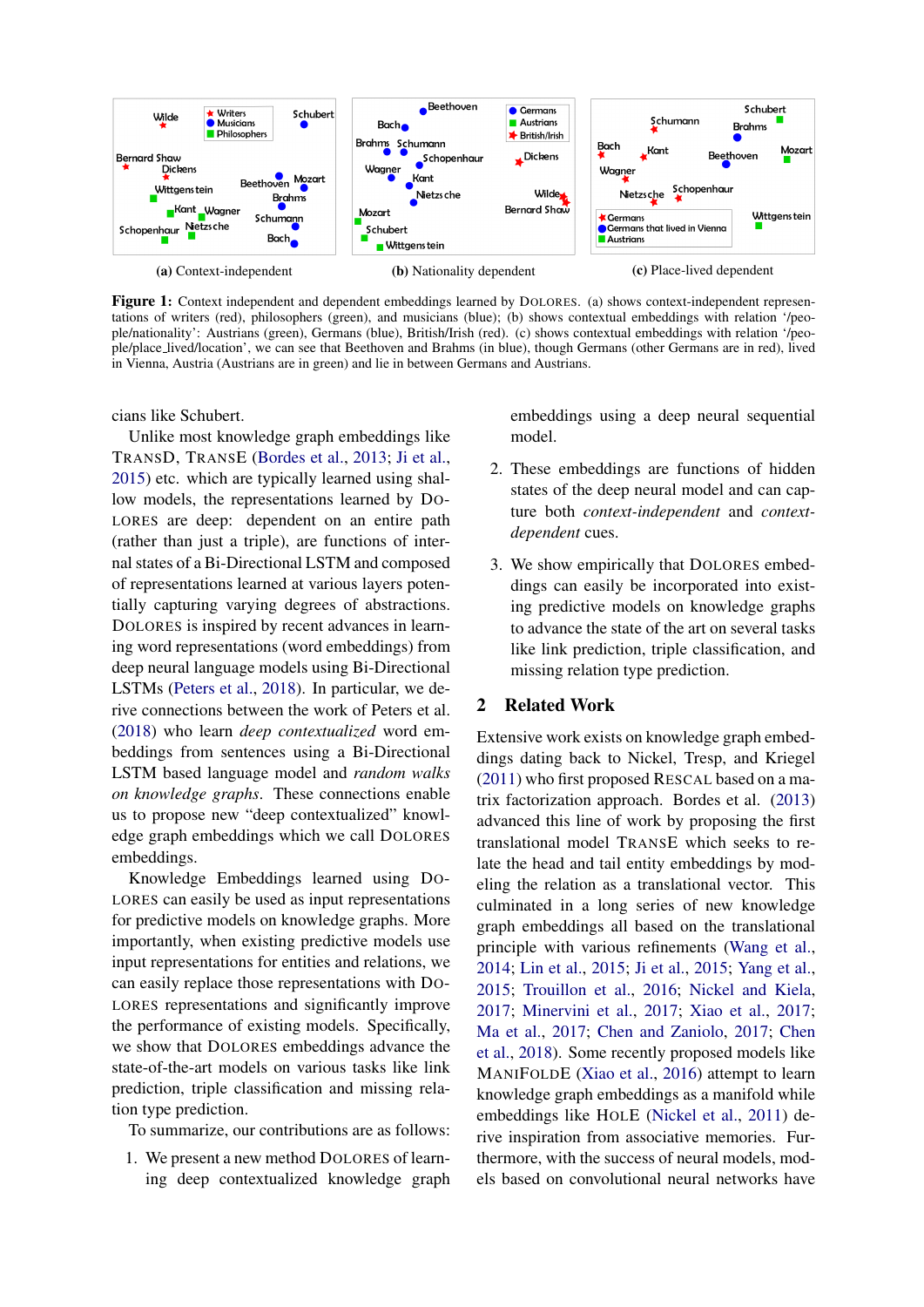(a) Context-independent

(b) Nationality dependent

(c) Place-lived dependent

**Figure 1:** Context independent and dependent embeddings learned by DOLORES. (a) shows context-independent representations of writers (red), philosophers (green), and musicians (blue); (b) shows contextual embeddings with relation '/people/nationality': Austrians (green), Germans (blue), British/Irish (red). (c) shows contextual embeddings with relation '/people/place_lived/location', we can see that Beethoven and Brahms (in blue), though Germans (other Germans are in red), lived in Vienna, Austria (Austrians are in green) and lie in between Germans and Austrians.

cians like Schubert.

Unlike most knowledge graph embeddings like TRANSD, TRANSE (Bordes et al., 2013; Ji et al., 2015) etc. which are typically learned using shallow models, the representations learned by DOLORES are deep: dependent on an entire path (rather than just a triple), are functions of internal states of a Bi-Directional LSTM and composed of representations learned at various layers potentially capturing varying degrees of abstractions. DOLORES is inspired by recent advances in learning word representations (word embeddings) from deep neural language models using Bi-Directional LSTMs (Peters et al., 2018). In particular, we derive connections between the work of Peters et al. (2018) who learn *deep contextualized* word embeddings from sentences using a Bi-Directional LSTM based language model and *random walks on knowledge graphs*. These connections enable us to propose new "deep contextualized" knowledge graph embeddings which we call DOLORES embeddings.

Knowledge Embeddings learned using DOLORES can easily be used as input representations for predictive models on knowledge graphs. More importantly, when existing predictive models use input representations for entities and relations, we can easily replace those representations with DOLORES representations and significantly improve the performance of existing models. Specifically, we show that DOLORES embeddings advance the state-of-the-art models on various tasks like link prediction, triple classification and missing relation type prediction.

To summarize, our contributions are as follows:

1. We present a new method DOLORES of learning deep contextualized knowledge graph embeddings using a deep neural sequential model.
2. These embeddings are functions of hidden states of the deep neural model and can capture both *context-independent* and *context-dependent* cues.
3. We show empirically that DOLORES embeddings can easily be incorporated into existing predictive models on knowledge graphs to advance the state of the art on several tasks like link prediction, triple classification, and missing relation type prediction.

## 2 Related Work

Extensive work exists on knowledge graph embeddings dating back to Nickel, Tresp, and Kriegel (2011) who first proposed RESCAL based on a matrix factorization approach. Bordes et al. (2013) advanced this line of work by proposing the first translational model TRANSE which seeks to relate the head and tail entity embeddings by modeling the relation as a translational vector. This culminated in a long series of new knowledge graph embeddings all based on the translational principle with various refinements (Wang et al., 2014; Lin et al., 2015; Ji et al., 2015; Yang et al., 2015; Trouillon et al., 2016; Nickel and Kiela, 2017; Minervini et al., 2017; Xiao et al., 2017; Ma et al., 2017; Chen and Zaniolo, 2017; Chen et al., 2018). Some recently proposed models like MANIFOLDE (Xiao et al., 2016) attempt to learn knowledge graph embeddings as a manifold while embeddings like HOLE (Nickel et al., 2011) derive inspiration from associative memories. Furthermore, with the success of neural models, models based on convolutional neural networks have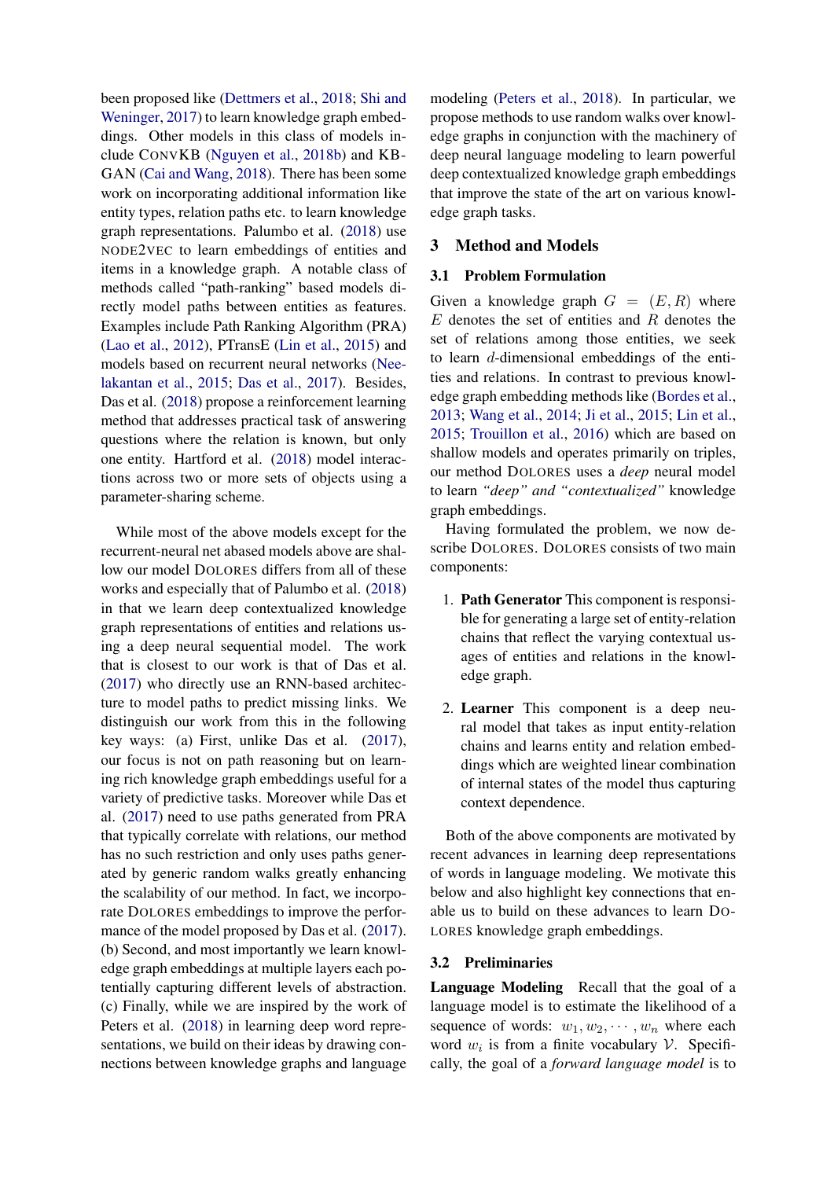been proposed like (Dettmers et al., 2018; Shi and Weninger, 2017) to learn knowledge graph embeddings. Other models in this class of models include ConvKB (Nguyen et al., 2018b) and KBGAN (Cai and Wang, 2018). There has been some work on incorporating additional information like entity types, relation paths etc. to learn knowledge graph representations. Palumbo et al. (2018) use node2vec to learn embeddings of entities and items in a knowledge graph. A notable class of methods called "path-ranking" based models directly model paths between entities as features. Examples include Path Ranking Algorithm (PRA) (Lao et al., 2012), PTransE (Lin et al., 2015) and models based on recurrent neural networks (Neelakantan et al., 2015; Das et al., 2017). Besides, Das et al. (2018) propose a reinforcement learning method that addresses practical task of answering questions where the relation is known, but only one entity. Hartford et al. (2018) model interactions across two or more sets of objects using a parameter-sharing scheme.

While most of the above models except for the recurrent-neural net abased models above are shallow our model Dolores differs from all of these works and especially that of Palumbo et al. (2018) in that we learn deep contextualized knowledge graph representations of entities and relations using a deep neural sequential model. The work that is closest to our work is that of Das et al. (2017) who directly use an RNN-based architecture to model paths to predict missing links. We distinguish our work from this in the following key ways: (a) First, unlike Das et al. (2017), our focus is not on path reasoning but on learning rich knowledge graph embeddings useful for a variety of predictive tasks. Moreover while Das et al. (2017) need to use paths generated from PRA that typically correlate with relations, our method has no such restriction and only uses paths generated by generic random walks greatly enhancing the scalability of our method. In fact, we incorporate Dolores embeddings to improve the performance of the model proposed by Das et al. (2017). (b) Second, and most importantly we learn knowledge graph embeddings at multiple layers each potentially capturing different levels of abstraction. (c) Finally, while we are inspired by the work of Peters et al. (2018) in learning deep word representations, we build on their ideas by drawing connections between knowledge graphs and language modeling (Peters et al., 2018). In particular, we propose methods to use random walks over knowledge graphs in conjunction with the machinery of deep neural language modeling to learn powerful deep contextualized knowledge graph embeddings that improve the state of the art on various knowledge graph tasks.

## 3 Method and Models

### 3.1 Problem Formulation

Given a knowledge graph $G = (E, R)$ where $E$ denotes the set of entities and $R$ denotes the set of relations among those entities, we seek to learn $d$-dimensional embeddings of the entities and relations. In contrast to previous knowledge graph embedding methods like (Bordes et al., 2013; Wang et al., 2014; Ji et al., 2015; Lin et al., 2015; Trouillon et al., 2016) which are based on shallow models and operates primarily on triples, our method Dolores uses a *deep* neural model to learn *"deep" and "contextualized"* knowledge graph embeddings.

Having formulated the problem, we now describe Dolores. Dolores consists of two main components:

1. **Path Generator** This component is responsible for generating a large set of entity-relation chains that reflect the varying contextual usages of entities and relations in the knowledge graph.
2. **Learner** This component is a deep neural model that takes as input entity-relation chains and learns entity and relation embeddings which are weighted linear combination of internal states of the model thus capturing context dependence.

Both of the above components are motivated by recent advances in learning deep representations of words in language modeling. We motivate this below and also highlight key connections that enable us to build on these advances to learn Dolores knowledge graph embeddings.

### 3.2 Preliminaries

**Language Modeling** Recall that the goal of a language model is to estimate the likelihood of a sequence of words: $w_1, w_2, \cdots, w_n$ where each word $w_i$ is from a finite vocabulary $\mathcal{V}$. Specifically, the goal of a *forward language model* is to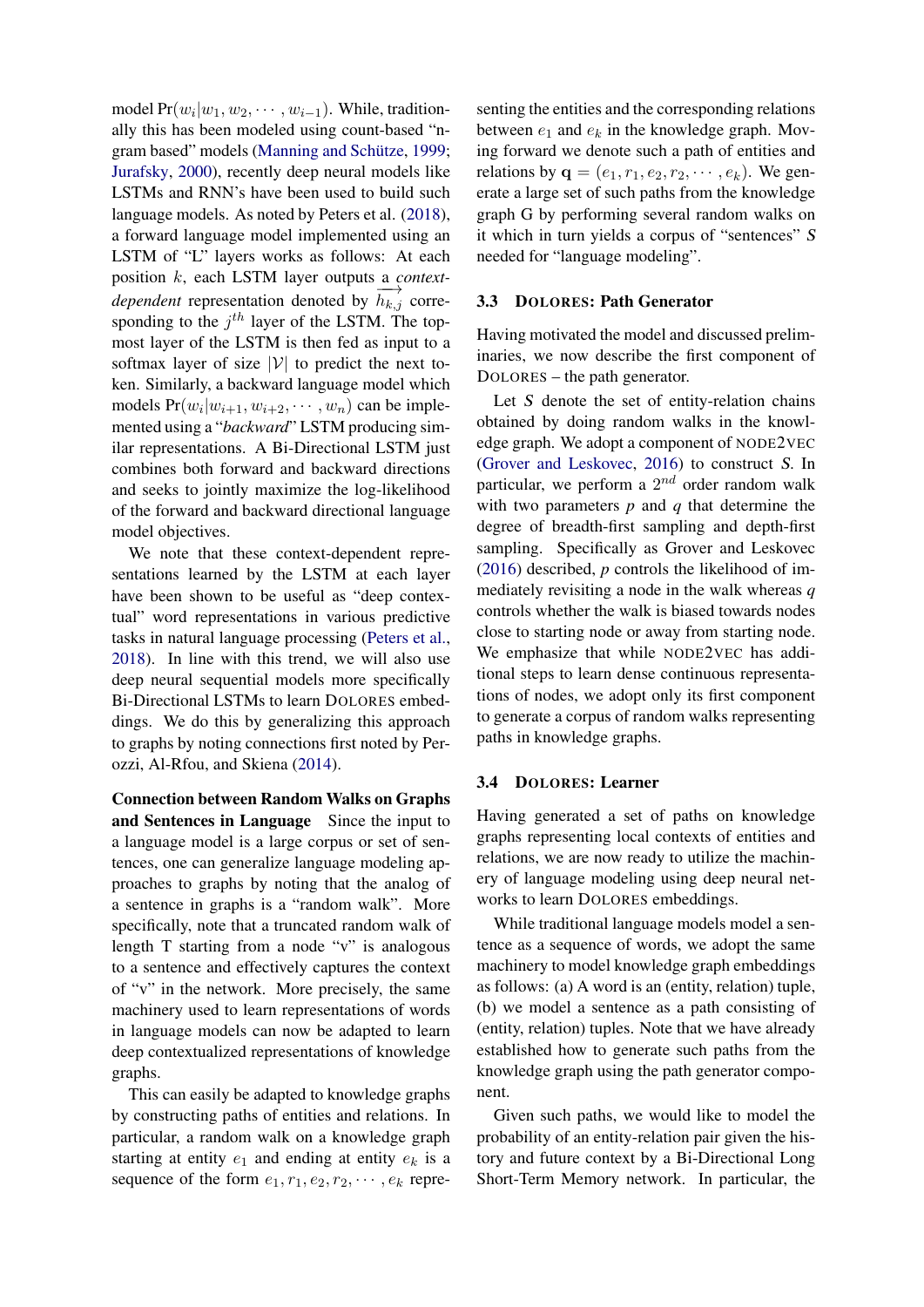model $\Pr(w_i|w_1, w_2, \cdots, w_{i-1})$. While, traditionally this has been modeled using count-based "n-gram based" models (Manning and Schütze, 1999; Jurafsky, 2000), recently deep neural models like LSTMs and RNN's have been used to build such language models. As noted by Peters et al. (2018), a forward language model implemented using an LSTM of "L" layers works as follows: At each position $k$, each LSTM layer outputs a *context-dependent* representation denoted by $\overrightarrow{h_{k,j}}$ corresponding to the $j^{th}$ layer of the LSTM. The top-most layer of the LSTM is then fed as input to a softmax layer of size $|\mathcal{V}|$ to predict the next token. Similarly, a backward language model which models $\Pr(w_i|w_{i+1}, w_{i+2}, \cdots, w_n)$ can be implemented using a "*backward*" LSTM producing similar representations. A Bi-Directional LSTM just combines both forward and backward directions and seeks to jointly maximize the log-likelihood of the forward and backward directional language model objectives.

We note that these context-dependent representations learned by the LSTM at each layer have been shown to be useful as "deep contextual" word representations in various predictive tasks in natural language processing (Peters et al., 2018). In line with this trend, we will also use deep neural sequential models more specifically Bi-Directional LSTMs to learn DOLORES embeddings. We do this by generalizing this approach to graphs by noting connections first noted by Perozzi, Al-Rfou, and Skiena (2014).

**Connection between Random Walks on Graphs and Sentences in Language** Since the input to a language model is a large corpus or set of sentences, one can generalize language modeling approaches to graphs by noting that the analog of a sentence in graphs is a "random walk". More specifically, note that a truncated random walk of length T starting from a node "v" is analogous to a sentence and effectively captures the context of "v" in the network. More precisely, the same machinery used to learn representations of words in language models can now be adapted to learn deep contextualized representations of knowledge graphs.

This can easily be adapted to knowledge graphs by constructing paths of entities and relations. In particular, a random walk on a knowledge graph starting at entity $e_1$ and ending at entity $e_k$ is a sequence of the form $e_1, r_1, e_2, r_2, \cdots, e_k$ representing the entities and the corresponding relations between $e_1$ and $e_k$ in the knowledge graph. Moving forward we denote such a path of entities and relations by $\mathbf{q} = (e_1, r_1, e_2, r_2, \cdots, e_k)$. We generate a large set of such paths from the knowledge graph G by performing several random walks on it which in turn yields a corpus of "sentences" $S$ needed for "language modeling".

### 3.3 DOLORES: Path Generator

Having motivated the model and discussed preliminaries, we now describe the first component of DOLORES – the path generator.

Let $S$ denote the set of entity-relation chains obtained by doing random walks in the knowledge graph. We adopt a component of NODE2VEC (Grover and Leskovec, 2016) to construct $S$. In particular, we perform a $2^{nd}$ order random walk with two parameters $p$ and $q$ that determine the degree of breadth-first sampling and depth-first sampling. Specifically as Grover and Leskovec (2016) described, $p$ controls the likelihood of immediately revisiting a node in the walk whereas $q$ controls whether the walk is biased towards nodes close to starting node or away from starting node. We emphasize that while NODE2VEC has additional steps to learn dense continuous representations of nodes, we adopt only its first component to generate a corpus of random walks representing paths in knowledge graphs.

### 3.4 DOLORES: Learner

Having generated a set of paths on knowledge graphs representing local contexts of entities and relations, we are now ready to utilize the machinery of language modeling using deep neural networks to learn DOLORES embeddings.

While traditional language models model a sentence as a sequence of words, we adopt the same machinery to model knowledge graph embeddings as follows: (a) A word is an (entity, relation) tuple, (b) we model a sentence as a path consisting of (entity, relation) tuples. Note that we have already established how to generate such paths from the knowledge graph using the path generator component.

Given such paths, we would like to model the probability of an entity-relation pair given the history and future context by a Bi-Directional Long Short-Term Memory network. In particular, the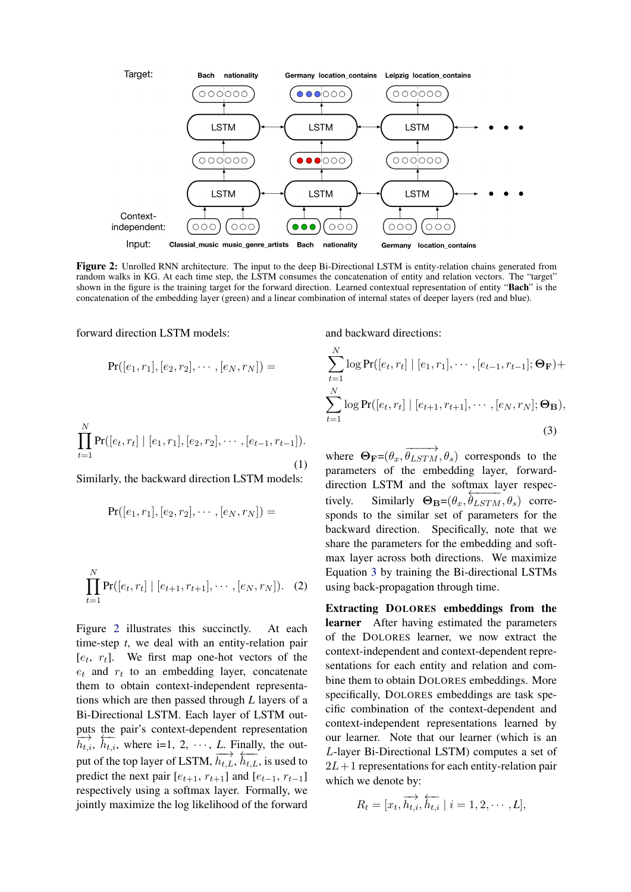Figure 2: Unrolled RNN architecture. The input to the deep Bi-Directional LSTM is entity-relation chains generated from random walks in KG. At each time step, the LSTM consumes the concatenation of entity and relation vectors. The "target" shown in the figure is the training target for the forward direction. Learned contextual representation of entity "**Bach**" is the concatenation of the embedding layer (green) and a linear combination of internal states of deeper layers (red and blue).

forward direction LSTM models:

$$\Pr([e_1, r_1], [e_2, r_2], \cdots, [e_N, r_N]) =$$

$$\prod_{t=1}^{N} \Pr([e_t, r_t] \mid [e_1, r_1], [e_2, r_2], \cdots, [e_{t-1}, r_{t-1}]). \tag{1}$$

Similarly, the backward direction LSTM models:

$$\Pr([e_1, r_1], [e_2, r_2], \cdots, [e_N, r_N]) =$$

$$\prod_{t=1}^{N} \Pr([e_t, r_t] \mid [e_{t+1}, r_{t+1}], \cdots, [e_N, r_N]). \tag{2}$$

Figure 2 illustrates this succinctly. At each time-step $t$, we deal with an entity-relation pair $[e_t, r_t]$. We first map one-hot vectors of the $e_t$ and $r_t$ to an embedding layer, concatenate them to obtain context-independent representations which are then passed through $L$ layers of a Bi-Directional LSTM. Each layer of LSTM outputs the pair's context-dependent representation $\overrightarrow{h_{t,i}}$, $\overleftarrow{h_{t,i}}$, where i=1, 2, $\cdots$, $L$. Finally, the output of the top layer of LSTM, $\overrightarrow{h_{t,L}}$, $\overleftarrow{h_{t,L}}$, is used to predict the next pair $[e_{t+1}, r_{t+1}]$ and $[e_{t-1}, r_{t-1}]$ respectively using a softmax layer. Formally, we jointly maximize the log likelihood of the forward and backward directions:

$$\sum_{t=1}^{N} \log \Pr([e_t, r_t] \mid [e_1, r_1], \cdots, [e_{t-1}, r_{t-1}]; \mathbf{\Theta_F}) +$$

$$\sum_{t=1}^{N} \log \Pr([e_t, r_t] \mid [e_{t+1}, r_{t+1}], \cdots, [e_N, r_N]; \mathbf{\Theta_B}), \tag{3}$$

where $\mathbf{\Theta_F}$=$(\theta_x, \overrightarrow{\theta_{LSTM}}, \theta_s)$ corresponds to the parameters of the embedding layer, forward-direction LSTM and the softmax layer respectively. Similarly $\mathbf{\Theta_B}$=$(\theta_x, \overleftarrow{\theta_{LSTM}}, \theta_s)$ corresponds to the similar set of parameters for the backward direction. Specifically, note that we share the parameters for the embedding and softmax layer across both directions. We maximize Equation 3 by training the Bi-directional LSTMs using back-propagation through time.

**Extracting DOLORES embeddings from the learner** After having estimated the parameters of the DOLORES learner, we now extract the context-independent and context-dependent representations for each entity and relation and combine them to obtain DOLORES embeddings. More specifically, DOLORES embeddings are task specific combination of the context-dependent and context-independent representations learned by our learner. Note that our learner (which is an $L$-layer Bi-Directional LSTM) computes a set of $2L+1$ representations for each entity-relation pair which we denote by:

$$R_t = [x_t, \overrightarrow{h_{t,i}}, \overleftarrow{h_{t,i}} \mid i = 1, 2, \cdots, L],$$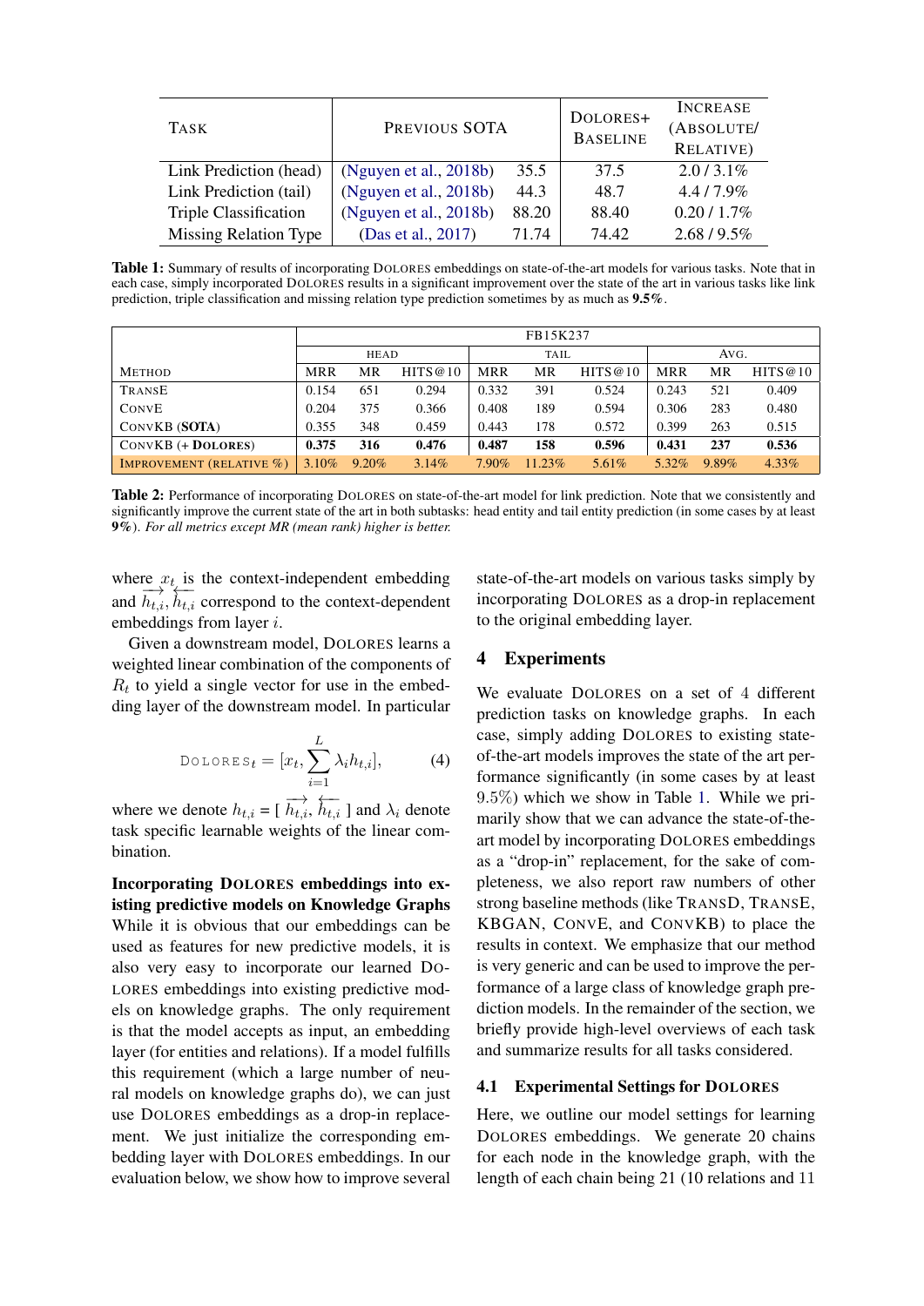| Task | Previous SOTA | | Dolores+ Baseline | Increase (Absolute/ Relative) |
|---|---|---|---|---|
| Link Prediction (head) | (Nguyen et al., 2018b) | 35.5 | 37.5 | 2.0 / 3.1% |
| Link Prediction (tail) | (Nguyen et al., 2018b) | 44.3 | 48.7 | 4.4 / 7.9% |
| Triple Classification | (Nguyen et al., 2018b) | 88.20 | 88.40 | 0.20 / 1.7% |
| Missing Relation Type | (Das et al., 2017) | 71.74 | 74.42 | 2.68 / 9.5% |

**Table 1:** Summary of results of incorporating Dolores embeddings on state-of-the-art models for various tasks. Note that in each case, simply incorporated Dolores results in a significant improvement over the state of the art in various tasks like link prediction, triple classification and missing relation type prediction sometimes by as much as **9.5%**.

| | FB15K237 | | | | | | | | |
|---|---|---|---|---|---|---|---|---|---|
| | head | | | tail | | | Avg. | | |
| Method | MRR | MR | HITS@10 | MRR | MR | HITS@10 | MRR | MR | HITS@10 |
| TransE | 0.154 | 651 | 0.294 | 0.332 | 391 | 0.524 | 0.243 | 521 | 0.409 |
| ConvE | 0.204 | 375 | 0.366 | 0.408 | 189 | 0.594 | 0.306 | 283 | 0.480 |
| ConvKB (**SOTA**) | 0.355 | 348 | 0.459 | 0.443 | 178 | 0.572 | 0.399 | 263 | 0.515 |
| ConvKB (+ **Dolores**) | **0.375** | **316** | **0.476** | **0.487** | **158** | **0.596** | **0.431** | **237** | **0.536** |
| Improvement (relative %) | 3.10% | 9.20% | 3.14% | 7.90% | 11.23% | 5.61% | 5.32% | 9.89% | 4.33% |

**Table 2:** Performance of incorporating Dolores on state-of-the-art model for link prediction. Note that we consistently and significantly improve the current state of the art in both subtasks: head entity and tail entity prediction (in some cases by at least **9%**). *For all metrics except MR (mean rank) higher is better.*

where $x_t$ is the context-independent embedding and $\overrightarrow{h_{t,i}}, \overleftarrow{h_{t,i}}$ correspond to the context-dependent embeddings from layer $i$.

Given a downstream model, Dolores learns a weighted linear combination of the components of $R_t$ to yield a single vector for use in the embedding layer of the downstream model. In particular

$$\text{DOLORES}_t = [x_t, \sum_{i=1}^{L} \lambda_i h_{t,i}], \tag{4}$$

where we denote $h_{t,i}$ = [ $\overrightarrow{h_{t,i}}$, $\overleftarrow{h_{t,i}}$ ] and $\lambda_i$ denote task specific learnable weights of the linear combination.

**Incorporating Dolores embeddings into existing predictive models on Knowledge Graphs** While it is obvious that our embeddings can be used as features for new predictive models, it is also very easy to incorporate our learned Dolores embeddings into existing predictive models on knowledge graphs. The only requirement is that the model accepts as input, an embedding layer (for entities and relations). If a model fulfills this requirement (which a large number of neural models on knowledge graphs do), we can just use Dolores embeddings as a drop-in replacement. We just initialize the corresponding embedding layer with Dolores embeddings. In our evaluation below, we show how to improve several state-of-the-art models on various tasks simply by incorporating Dolores as a drop-in replacement to the original embedding layer.

## 4 Experiments

We evaluate Dolores on a set of 4 different prediction tasks on knowledge graphs. In each case, simply adding Dolores to existing state-of-the-art models improves the state of the art performance significantly (in some cases by at least 9.5%) which we show in Table 1. While we primarily show that we can advance the state-of-the-art model by incorporating Dolores embeddings as a "drop-in" replacement, for the sake of completeness, we also report raw numbers of other strong baseline methods (like TransD, TransE, KBGAN, ConvE, and ConvKB) to place the results in context. We emphasize that our method is very generic and can be used to improve the performance of a large class of knowledge graph prediction models. In the remainder of the section, we briefly provide high-level overviews of each task and summarize results for all tasks considered.

### 4.1 Experimental Settings for Dolores

Here, we outline our model settings for learning Dolores embeddings. We generate 20 chains for each node in the knowledge graph, with the length of each chain being 21 (10 relations and 11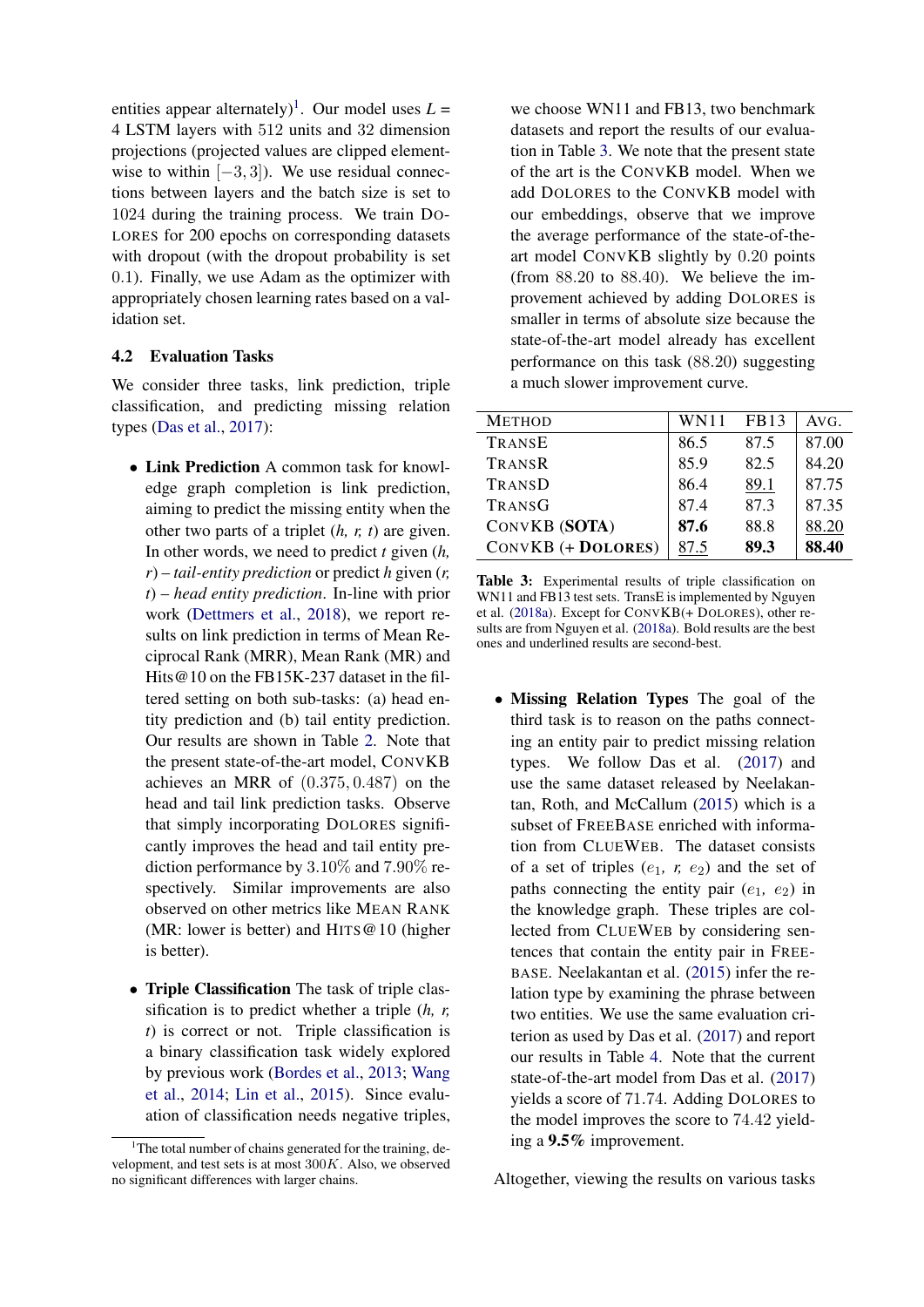entities appear alternately)[1]. Our model uses $L$ = 4 LSTM layers with 512 units and 32 dimension projections (projected values are clipped element-wise to within $[-3, 3]$). We use residual connections between layers and the batch size is set to 1024 during the training process. We train DOLORES for 200 epochs on corresponding datasets with dropout (with the dropout probability is set 0.1). Finally, we use Adam as the optimizer with appropriately chosen learning rates based on a validation set.

### 4.2 Evaluation Tasks

We consider three tasks, link prediction, triple classification, and predicting missing relation types (Das et al., 2017):

- **Link Prediction** A common task for knowledge graph completion is link prediction, aiming to predict the missing entity when the other two parts of a triplet (*h, r, t*) are given. In other words, we need to predict *t* given (*h, r*) – *tail-entity prediction* or predict *h* given (*r, t*) – *head entity prediction*. In-line with prior work (Dettmers et al., 2018), we report results on link prediction in terms of Mean Reciprocal Rank (MRR), Mean Rank (MR) and Hits@10 on the FB15K-237 dataset in the filtered setting on both sub-tasks: (a) head entity prediction and (b) tail entity prediction. Our results are shown in Table 2. Note that the present state-of-the-art model, CONVKB achieves an MRR of $(0.375, 0.487)$ on the head and tail link prediction tasks. Observe that simply incorporating DOLORES significantly improves the head and tail entity prediction performance by $3.10\%$ and $7.90\%$ respectively. Similar improvements are also observed on other metrics like MEAN RANK (MR: lower is better) and HITS@10 (higher is better).

- **Triple Classification** The task of triple classification is to predict whether a triple (*h, r, t*) is correct or not. Triple classification is a binary classification task widely explored by previous work (Bordes et al., 2013; Wang et al., 2014; Lin et al., 2015). Since evaluation of classification needs negative triples, we choose WN11 and FB13, two benchmark datasets and report the results of our evaluation in Table 3. We note that the present state of the art is the CONVKB model. When we add DOLORES to the CONVKB model with our embeddings, observe that we improve the average performance of the state-of-the-art model CONVKB slightly by 0.20 points (from 88.20 to 88.40). We believe the improvement achieved by adding DOLORES is smaller in terms of absolute size because the state-of-the-art model already has excellent performance on this task (88.20) suggesting a much slower improvement curve.

| METHOD | WN11 | FB13 | AVG. |
|---|---|---|---|
| TRANSE | 86.5 | 87.5 | 87.00 |
| TRANSR | 85.9 | 82.5 | 84.20 |
| TRANSD | 86.4 | <u>89.1</u> | 87.75 |
| TRANSG | 87.4 | 87.3 | 87.35 |
| CONVKB (**SOTA**) | **87.6** | 88.8 | <u>88.20</u> |
| CONVKB (+ **DOLORES**) | <u>87.5</u> | **89.3** | **88.40** |

**Table 3:** Experimental results of triple classification on WN11 and FB13 test sets. TransE is implemented by Nguyen et al. (2018a). Except for CONVKB(+ DOLORES), other results are from Nguyen et al. (2018a). Bold results are the best ones and underlined results are second-best.

- **Missing Relation Types** The goal of the third task is to reason on the paths connecting an entity pair to predict missing relation types. We follow Das et al. (2017) and use the same dataset released by Neelakantan, Roth, and McCallum (2015) which is a subset of FREEBASE enriched with information from CLUEWEB. The dataset consists of a set of triples ($e_1$, *r*, $e_2$) and the set of paths connecting the entity pair ($e_1$, $e_2$) in the knowledge graph. These triples are collected from CLUEWEB by considering sentences that contain the entity pair in FREEBASE. Neelakantan et al. (2015) infer the relation type by examining the phrase between two entities. We use the same evaluation criterion as used by Das et al. (2017) and report our results in Table 4. Note that the current state-of-the-art model from Das et al. (2017) yields a score of 71.74. Adding DOLORES to the model improves the score to 74.42 yielding a **9.5%** improvement.

Altogether, viewing the results on various tasks

[1]The total number of chains generated for the training, development, and test sets is at most $300K$. Also, we observed no significant differences with larger chains.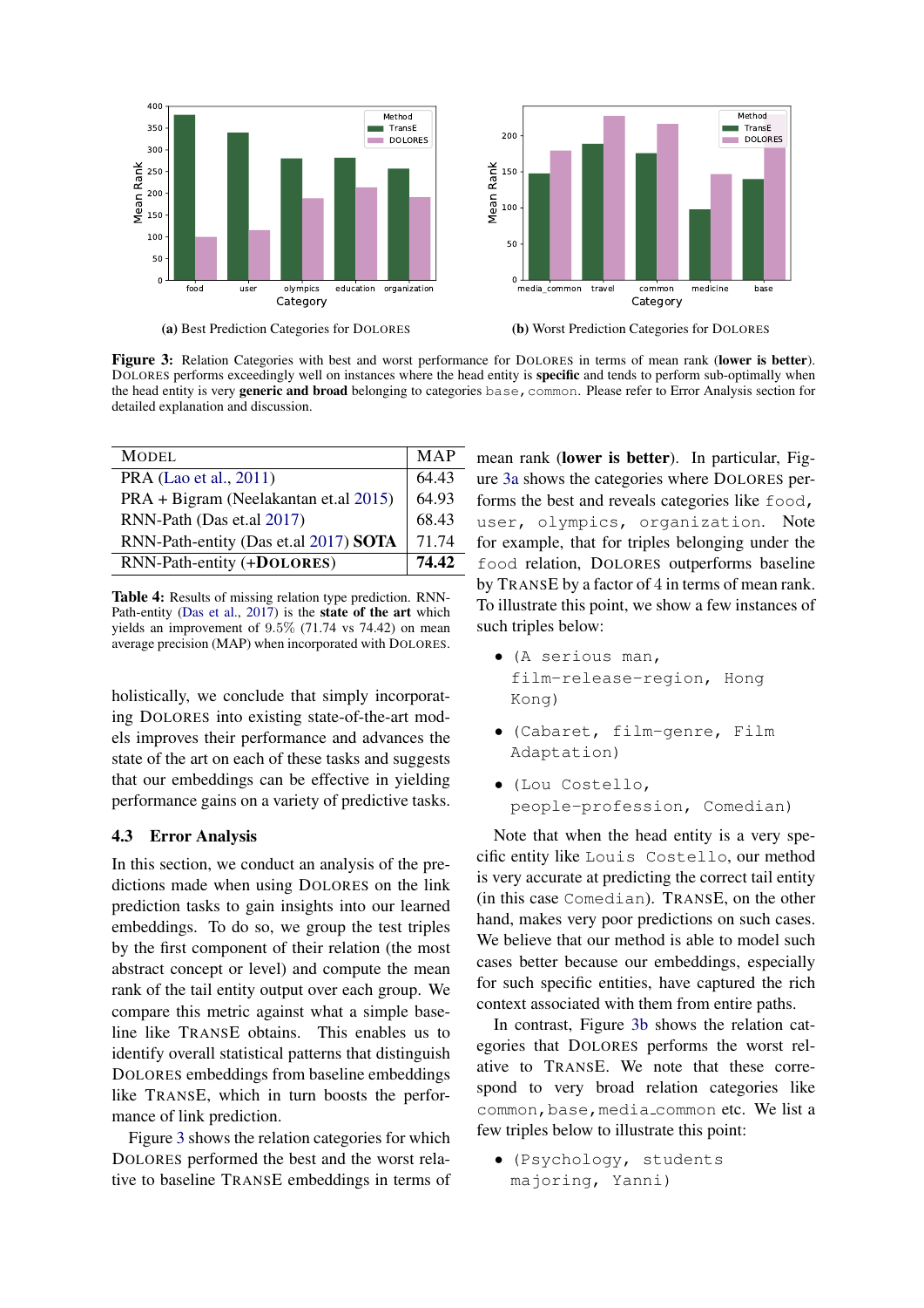(a) Best Prediction Categories for DOLORES

(b) Worst Prediction Categories for DOLORES

**Figure 3:** Relation Categories with best and worst performance for DOLORES in terms of mean rank (**lower is better**). DOLORES performs exceedingly well on instances where the head entity is **specific** and tends to perform sub-optimally when the head entity is very **generic and broad** belonging to categories `base`, `common`. Please refer to Error Analysis section for detailed explanation and discussion.

| MODEL | MAP |
|---|---|
| PRA (Lao et al., 2011) | 64.43 |
| PRA + Bigram (Neelakantan et.al 2015) | 64.93 |
| RNN-Path (Das et.al 2017) | 68.43 |
| RNN-Path-entity (Das et.al 2017) **SOTA** | 71.74 |
| RNN-Path-entity (+**DOLORES**) | **74.42** |

**Table 4:** Results of missing relation type prediction. RNN-Path-entity (Das et al., 2017) is the **state of the art** which yields an improvement of 9.5% (71.74 vs 74.42) on mean average precision (MAP) when incorporated with DOLORES.

holistically, we conclude that simply incorporating DOLORES into existing state-of-the-art models improves their performance and advances the state of the art on each of these tasks and suggests that our embeddings can be effective in yielding performance gains on a variety of predictive tasks.

### 4.3 Error Analysis

In this section, we conduct an analysis of the predictions made when using DOLORES on the link prediction tasks to gain insights into our learned embeddings. To do so, we group the test triples by the first component of their relation (the most abstract concept or level) and compute the mean rank of the tail entity output over each group. We compare this metric against what a simple baseline like TRANSE obtains. This enables us to identify overall statistical patterns that distinguish DOLORES embeddings from baseline embeddings like TRANSE, which in turn boosts the performance of link prediction.

Figure 3 shows the relation categories for which DOLORES performed the best and the worst relative to baseline TRANSE embeddings in terms of mean rank (**lower is better**). In particular, Figure 3a shows the categories where DOLORES performs the best and reveals categories like `food`, `user`, `olympics`, `organization`. Note for example, that for triples belonging under the `food` relation, DOLORES outperforms baseline by TRANSE by a factor of 4 in terms of mean rank. To illustrate this point, we show a few instances of such triples below:

- `(A serious man, film-release-region, Hong Kong)`
- `(Cabaret, film-genre, Film Adaptation)`
- `(Lou Costello, people-profession, Comedian)`

Note that when the head entity is a very specific entity like `Louis Costello`, our method is very accurate at predicting the correct tail entity (in this case `Comedian`). TRANSE, on the other hand, makes very poor predictions on such cases. We believe that our method is able to model such cases better because our embeddings, especially for such specific entities, have captured the rich context associated with them from entire paths.

In contrast, Figure 3b shows the relation categories that DOLORES performs the worst relative to TRANSE. We note that these correspond to very broad relation categories like `common`, `base`, `media_common` etc. We list a few triples below to illustrate this point:

- `(Psychology, students majoring, Yanni)`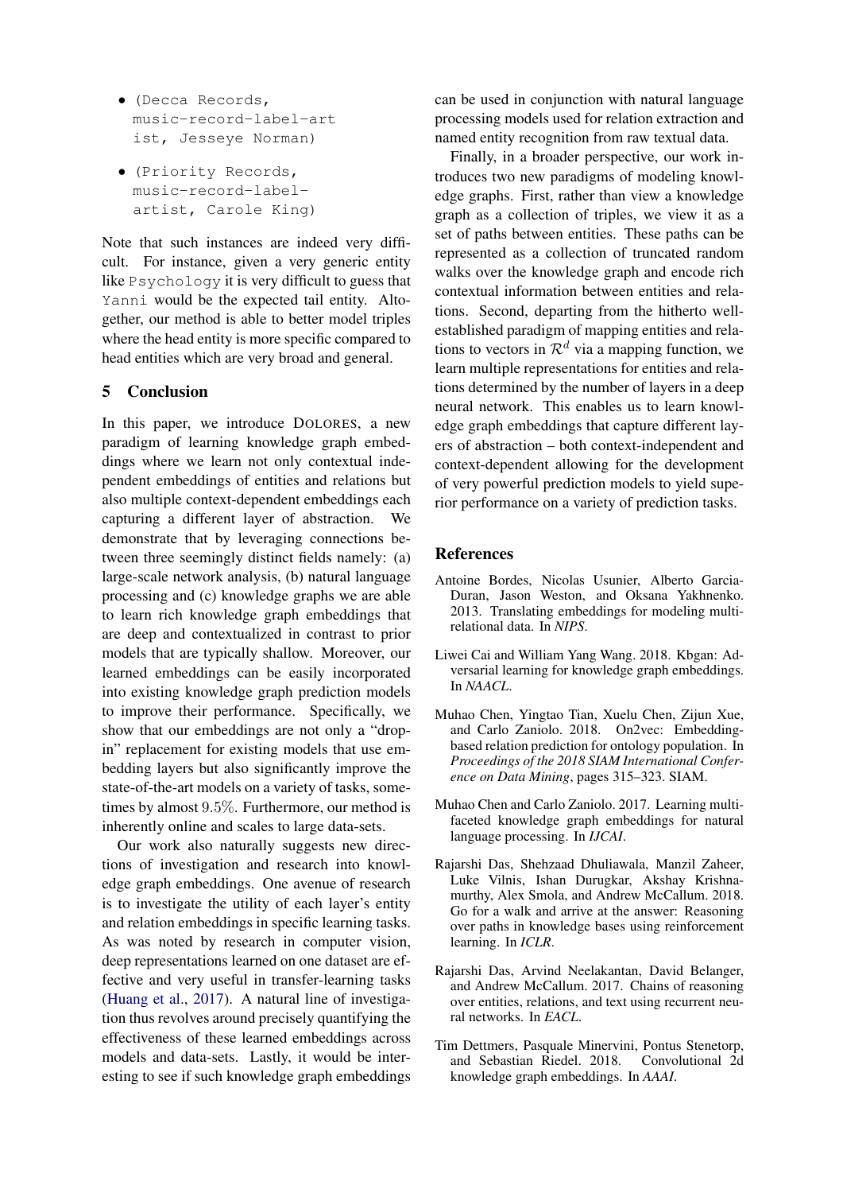- (Decca Records, music-record-label-artist, Jesseye Norman)
- (Priority Records, music-record-label-artist, Carole King)

Note that such instances are indeed very difficult. For instance, given a very generic entity like Psychology it is very difficult to guess that Yanni would be the expected tail entity. Altogether, our method is able to better model triples where the head entity is more specific compared to head entities which are very broad and general.

## 5 Conclusion

In this paper, we introduce DOLORES, a new paradigm of learning knowledge graph embeddings where we learn not only contextual independent embeddings of entities and relations but also multiple context-dependent embeddings each capturing a different layer of abstraction. We demonstrate that by leveraging connections between three seemingly distinct fields namely: (a) large-scale network analysis, (b) natural language processing and (c) knowledge graphs we are able to learn rich knowledge graph embeddings that are deep and contextualized in contrast to prior models that are typically shallow. Moreover, our learned embeddings can be easily incorporated into existing knowledge graph prediction models to improve their performance. Specifically, we show that our embeddings are not only a "drop-in" replacement for existing models that use embedding layers but also significantly improve the state-of-the-art models on a variety of tasks, sometimes by almost $9.5\%$. Furthermore, our method is inherently online and scales to large data-sets.

Our work also naturally suggests new directions of investigation and research into knowledge graph embeddings. One avenue of research is to investigate the utility of each layer's entity and relation embeddings in specific learning tasks. As was noted by research in computer vision, deep representations learned on one dataset are effective and very useful in transfer-learning tasks (Huang et al., 2017). A natural line of investigation thus revolves around precisely quantifying the effectiveness of these learned embeddings across models and data-sets. Lastly, it would be interesting to see if such knowledge graph embeddings can be used in conjunction with natural language processing models used for relation extraction and named entity recognition from raw textual data.

Finally, in a broader perspective, our work introduces two new paradigms of modeling knowledge graphs. First, rather than view a knowledge graph as a collection of triples, we view it as a set of paths between entities. These paths can be represented as a collection of truncated random walks over the knowledge graph and encode rich contextual information between entities and relations. Second, departing from the hitherto well-established paradigm of mapping entities and relations to vectors in $\mathcal{R}^d$ via a mapping function, we learn multiple representations for entities and relations determined by the number of layers in a deep neural network. This enables us to learn knowledge graph embeddings that capture different layers of abstraction – both context-independent and context-dependent allowing for the development of very powerful prediction models to yield superior performance on a variety of prediction tasks.

## References

Antoine Bordes, Nicolas Usunier, Alberto Garcia-Duran, Jason Weston, and Oksana Yakhnenko. 2013. Translating embeddings for modeling multi-relational data. In *NIPS*.

Liwei Cai and William Yang Wang. 2018. Kbgan: Adversarial learning for knowledge graph embeddings. In *NAACL*.

Muhao Chen, Yingtao Tian, Xuelu Chen, Zijun Xue, and Carlo Zaniolo. 2018. On2vec: Embedding-based relation prediction for ontology population. In *Proceedings of the 2018 SIAM International Conference on Data Mining*, pages 315–323. SIAM.

Muhao Chen and Carlo Zaniolo. 2017. Learning multi-faceted knowledge graph embeddings for natural language processing. In *IJCAI*.

Rajarshi Das, Shehzaad Dhuliawala, Manzil Zaheer, Luke Vilnis, Ishan Durugkar, Akshay Krishnamurthy, Alex Smola, and Andrew McCallum. 2018. Go for a walk and arrive at the answer: Reasoning over paths in knowledge bases using reinforcement learning. In *ICLR*.

Rajarshi Das, Arvind Neelakantan, David Belanger, and Andrew McCallum. 2017. Chains of reasoning over entities, relations, and text using recurrent neural networks. In *EACL*.

Tim Dettmers, Pasquale Minervini, Pontus Stenetorp, and Sebastian Riedel. 2018. Convolutional 2d knowledge graph embeddings. In *AAAI*.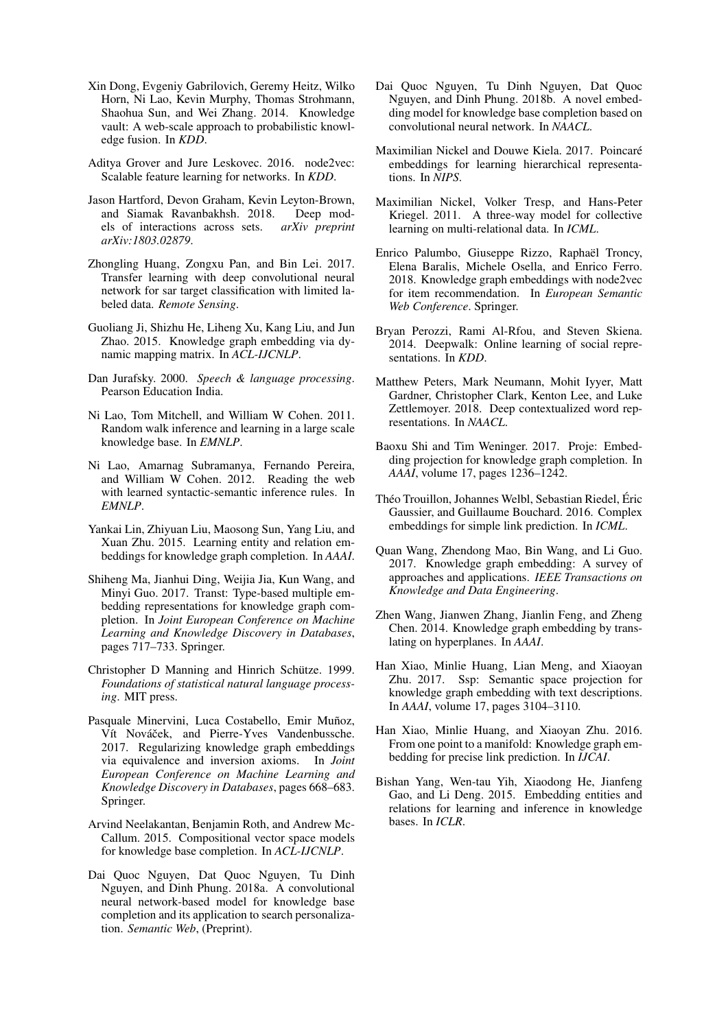Xin Dong, Evgeniy Gabrilovich, Geremy Heitz, Wilko Horn, Ni Lao, Kevin Murphy, Thomas Strohmann, Shaohua Sun, and Wei Zhang. 2014. Knowledge vault: A web-scale approach to probabilistic knowledge fusion. In *KDD*.

Aditya Grover and Jure Leskovec. 2016. node2vec: Scalable feature learning for networks. In *KDD*.

Jason Hartford, Devon Graham, Kevin Leyton-Brown, and Siamak Ravanbakhsh. 2018. Deep models of interactions across sets. *arXiv preprint arXiv:1803.02879*.

Zhongling Huang, Zongxu Pan, and Bin Lei. 2017. Transfer learning with deep convolutional neural network for sar target classification with limited labeled data. *Remote Sensing*.

Guoliang Ji, Shizhu He, Liheng Xu, Kang Liu, and Jun Zhao. 2015. Knowledge graph embedding via dynamic mapping matrix. In *ACL-IJCNLP*.

Dan Jurafsky. 2000. *Speech & language processing*. Pearson Education India.

Ni Lao, Tom Mitchell, and William W Cohen. 2011. Random walk inference and learning in a large scale knowledge base. In *EMNLP*.

Ni Lao, Amarnag Subramanya, Fernando Pereira, and William W Cohen. 2012. Reading the web with learned syntactic-semantic inference rules. In *EMNLP*.

Yankai Lin, Zhiyuan Liu, Maosong Sun, Yang Liu, and Xuan Zhu. 2015. Learning entity and relation embeddings for knowledge graph completion. In *AAAI*.

Shiheng Ma, Jianhui Ding, Weijia Jia, Kun Wang, and Minyi Guo. 2017. Transt: Type-based multiple embedding representations for knowledge graph completion. In *Joint European Conference on Machine Learning and Knowledge Discovery in Databases*, pages 717–733. Springer.

Christopher D Manning and Hinrich Schütze. 1999. *Foundations of statistical natural language processing*. MIT press.

Pasquale Minervini, Luca Costabello, Emir Muñoz, Vít Nováček, and Pierre-Yves Vandenbussche. 2017. Regularizing knowledge graph embeddings via equivalence and inversion axioms. In *Joint European Conference on Machine Learning and Knowledge Discovery in Databases*, pages 668–683. Springer.

Arvind Neelakantan, Benjamin Roth, and Andrew McCallum. 2015. Compositional vector space models for knowledge base completion. In *ACL-IJCNLP*.

Dai Quoc Nguyen, Dat Quoc Nguyen, Tu Dinh Nguyen, and Dinh Phung. 2018a. A convolutional neural network-based model for knowledge base completion and its application to search personalization. *Semantic Web*, (Preprint).

Dai Quoc Nguyen, Tu Dinh Nguyen, Dat Quoc Nguyen, and Dinh Phung. 2018b. A novel embedding model for knowledge base completion based on convolutional neural network. In *NAACL*.

Maximilian Nickel and Douwe Kiela. 2017. Poincaré embeddings for learning hierarchical representations. In *NIPS*.

Maximilian Nickel, Volker Tresp, and Hans-Peter Kriegel. 2011. A three-way model for collective learning on multi-relational data. In *ICML*.

Enrico Palumbo, Giuseppe Rizzo, Raphaël Troncy, Elena Baralis, Michele Osella, and Enrico Ferro. 2018. Knowledge graph embeddings with node2vec for item recommendation. In *European Semantic Web Conference*. Springer.

Bryan Perozzi, Rami Al-Rfou, and Steven Skiena. 2014. Deepwalk: Online learning of social representations. In *KDD*.

Matthew Peters, Mark Neumann, Mohit Iyyer, Matt Gardner, Christopher Clark, Kenton Lee, and Luke Zettlemoyer. 2018. Deep contextualized word representations. In *NAACL*.

Baoxu Shi and Tim Weninger. 2017. Proje: Embedding projection for knowledge graph completion. In *AAAI*, volume 17, pages 1236–1242.

Théo Trouillon, Johannes Welbl, Sebastian Riedel, Éric Gaussier, and Guillaume Bouchard. 2016. Complex embeddings for simple link prediction. In *ICML*.

Quan Wang, Zhendong Mao, Bin Wang, and Li Guo. 2017. Knowledge graph embedding: A survey of approaches and applications. *IEEE Transactions on Knowledge and Data Engineering*.

Zhen Wang, Jianwen Zhang, Jianlin Feng, and Zheng Chen. 2014. Knowledge graph embedding by translating on hyperplanes. In *AAAI*.

Han Xiao, Minlie Huang, Lian Meng, and Xiaoyan Zhu. 2017. Ssp: Semantic space projection for knowledge graph embedding with text descriptions. In *AAAI*, volume 17, pages 3104–3110.

Han Xiao, Minlie Huang, and Xiaoyan Zhu. 2016. From one point to a manifold: Knowledge graph embedding for precise link prediction. In *IJCAI*.

Bishan Yang, Wen-tau Yih, Xiaodong He, Jianfeng Gao, and Li Deng. 2015. Embedding entities and relations for learning and inference in knowledge bases. In *ICLR*.